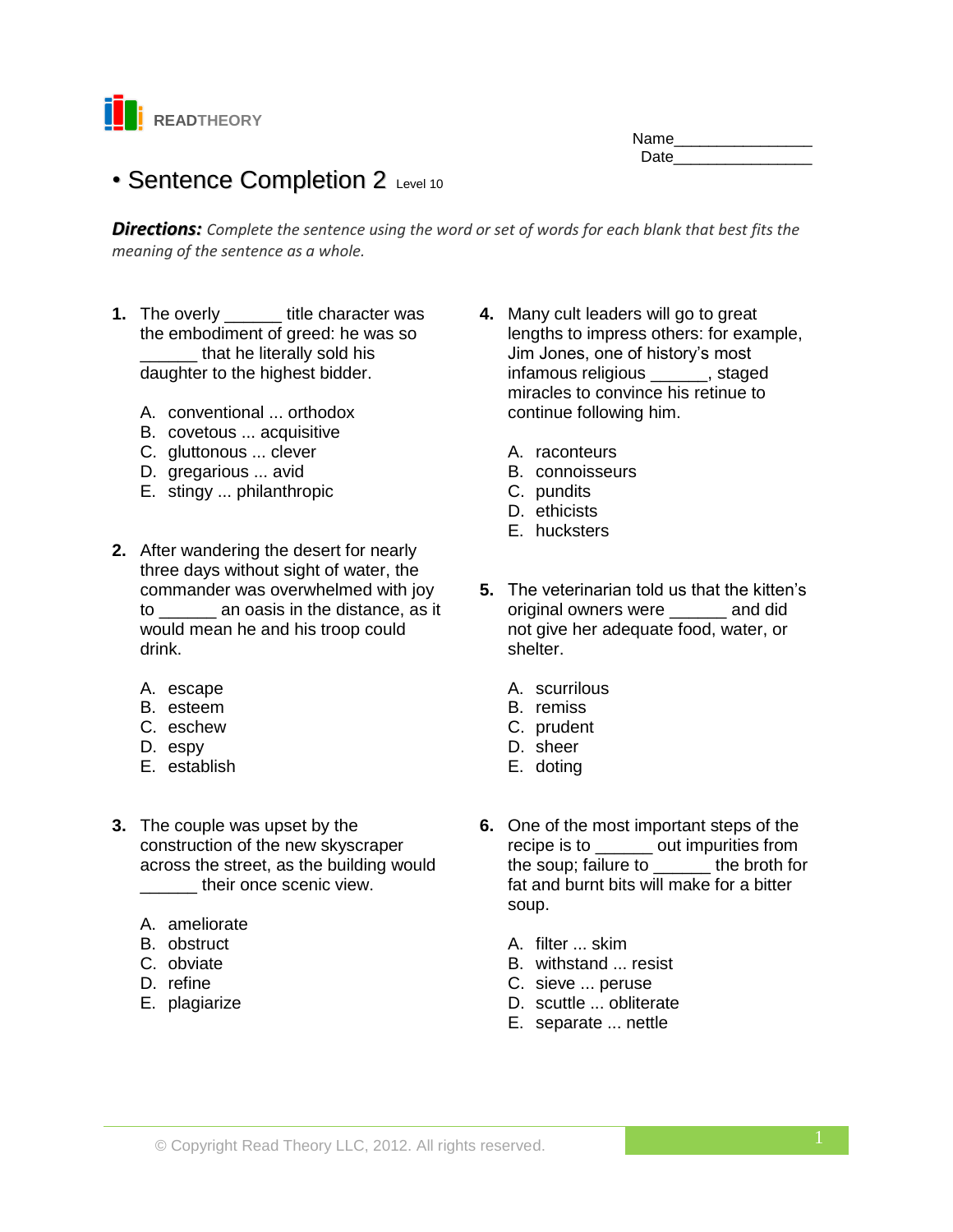READTHEORY

Name________________
Date________________

# • Sentence Completion 2 Level 10

***Directions:*** *Complete the sentence using the word or set of words for each blank that best fits the meaning of the sentence as a whole.*

**1.** The overly ______ title character was the embodiment of greed: he was so ______ that he literally sold his daughter to the highest bidder.

A. conventional ... orthodox
B. covetous ... acquisitive
C. gluttonous ... clever
D. gregarious ... avid
E. stingy ... philanthropic

**2.** After wandering the desert for nearly three days without sight of water, the commander was overwhelmed with joy to ______ an oasis in the distance, as it would mean he and his troop could drink.

A. escape
B. esteem
C. eschew
D. espy
E. establish

**3.** The couple was upset by the construction of the new skyscraper across the street, as the building would ______ their once scenic view.

A. ameliorate
B. obstruct
C. obviate
D. refine
E. plagiarize

**4.** Many cult leaders will go to great lengths to impress others: for example, Jim Jones, one of history's most infamous religious ______, staged miracles to convince his retinue to continue following him.

A. raconteurs
B. connoisseurs
C. pundits
D. ethicists
E. hucksters

**5.** The veterinarian told us that the kitten's original owners were ______ and did not give her adequate food, water, or shelter.

A. scurrilous
B. remiss
C. prudent
D. sheer
E. doting

**6.** One of the most important steps of the recipe is to ______ out impurities from the soup; failure to ______ the broth for fat and burnt bits will make for a bitter soup.

A. filter ... skim
B. withstand ... resist
C. sieve ... peruse
D. scuttle ... obliterate
E. separate ... nettle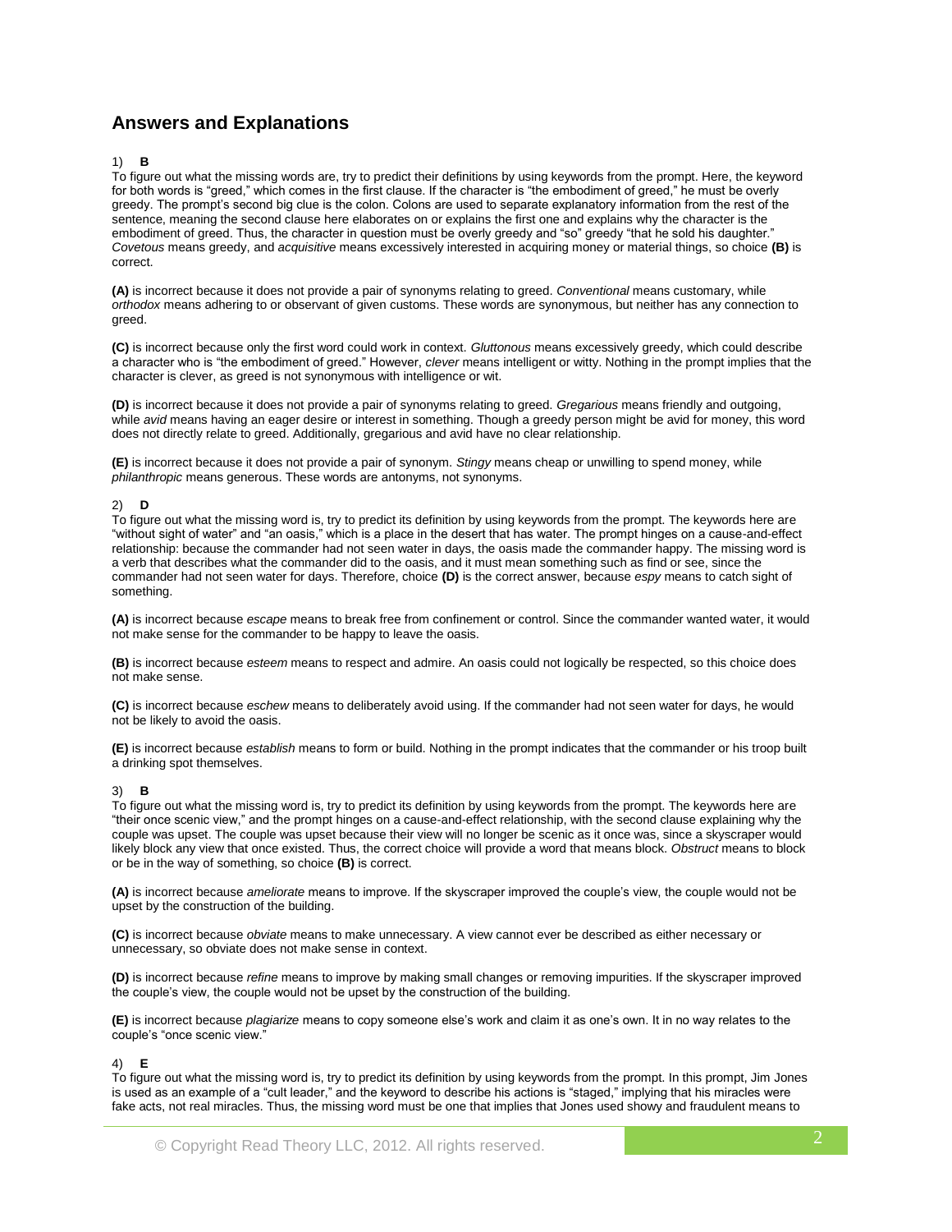## Answers and Explanations

1) **B**

To figure out what the missing words are, try to predict their definitions by using keywords from the prompt. Here, the keyword for both words is "greed," which comes in the first clause. If the character is "the embodiment of greed," he must be overly greedy. The prompt's second big clue is the colon. Colons are used to separate explanatory information from the rest of the sentence, meaning the second clause here elaborates on or explains the first one and explains why the character is the embodiment of greed. Thus, the character in question must be overly greedy and "so" greedy "that he sold his daughter." *Covetous* means greedy, and *acquisitive* means excessively interested in acquiring money or material things, so choice **(B)** is correct.

**(A)** is incorrect because it does not provide a pair of synonyms relating to greed. *Conventional* means customary, while *orthodox* means adhering to or observant of given customs. These words are synonymous, but neither has any connection to greed.

**(C)** is incorrect because only the first word could work in context. *Gluttonous* means excessively greedy, which could describe a character who is "the embodiment of greed." However, *clever* means intelligent or witty. Nothing in the prompt implies that the character is clever, as greed is not synonymous with intelligence or wit.

**(D)** is incorrect because it does not provide a pair of synonyms relating to greed. *Gregarious* means friendly and outgoing, while *avid* means having an eager desire or interest in something. Though a greedy person might be avid for money, this word does not directly relate to greed. Additionally, gregarious and avid have no clear relationship.

**(E)** is incorrect because it does not provide a pair of synonym. *Stingy* means cheap or unwilling to spend money, while *philanthropic* means generous. These words are antonyms, not synonyms.

2) **D**

To figure out what the missing word is, try to predict its definition by using keywords from the prompt. The keywords here are "without sight of water" and "an oasis," which is a place in the desert that has water. The prompt hinges on a cause-and-effect relationship: because the commander had not seen water in days, the oasis made the commander happy. The missing word is a verb that describes what the commander did to the oasis, and it must mean something such as find or see, since the commander had not seen water for days. Therefore, choice **(D)** is the correct answer, because *espy* means to catch sight of something.

**(A)** is incorrect because *escape* means to break free from confinement or control. Since the commander wanted water, it would not make sense for the commander to be happy to leave the oasis.

**(B)** is incorrect because *esteem* means to respect and admire. An oasis could not logically be respected, so this choice does not make sense.

**(C)** is incorrect because *eschew* means to deliberately avoid using. If the commander had not seen water for days, he would not be likely to avoid the oasis.

**(E)** is incorrect because *establish* means to form or build. Nothing in the prompt indicates that the commander or his troop built a drinking spot themselves.

3) **B**

To figure out what the missing word is, try to predict its definition by using keywords from the prompt. The keywords here are "their once scenic view," and the prompt hinges on a cause-and-effect relationship, with the second clause explaining why the couple was upset. The couple was upset because their view will no longer be scenic as it once was, since a skyscraper would likely block any view that once existed. Thus, the correct choice will provide a word that means block. *Obstruct* means to block or be in the way of something, so choice **(B)** is correct.

**(A)** is incorrect because *ameliorate* means to improve. If the skyscraper improved the couple's view, the couple would not be upset by the construction of the building.

**(C)** is incorrect because *obviate* means to make unnecessary. A view cannot ever be described as either necessary or unnecessary, so obviate does not make sense in context.

**(D)** is incorrect because *refine* means to improve by making small changes or removing impurities. If the skyscraper improved the couple's view, the couple would not be upset by the construction of the building.

**(E)** is incorrect because *plagiarize* means to copy someone else's work and claim it as one's own. It in no way relates to the couple's "once scenic view."

4) **E**

To figure out what the missing word is, try to predict its definition by using keywords from the prompt. In this prompt, Jim Jones is used as an example of a "cult leader," and the keyword to describe his actions is "staged," implying that his miracles were fake acts, not real miracles. Thus, the missing word must be one that implies that Jones used showy and fraudulent means to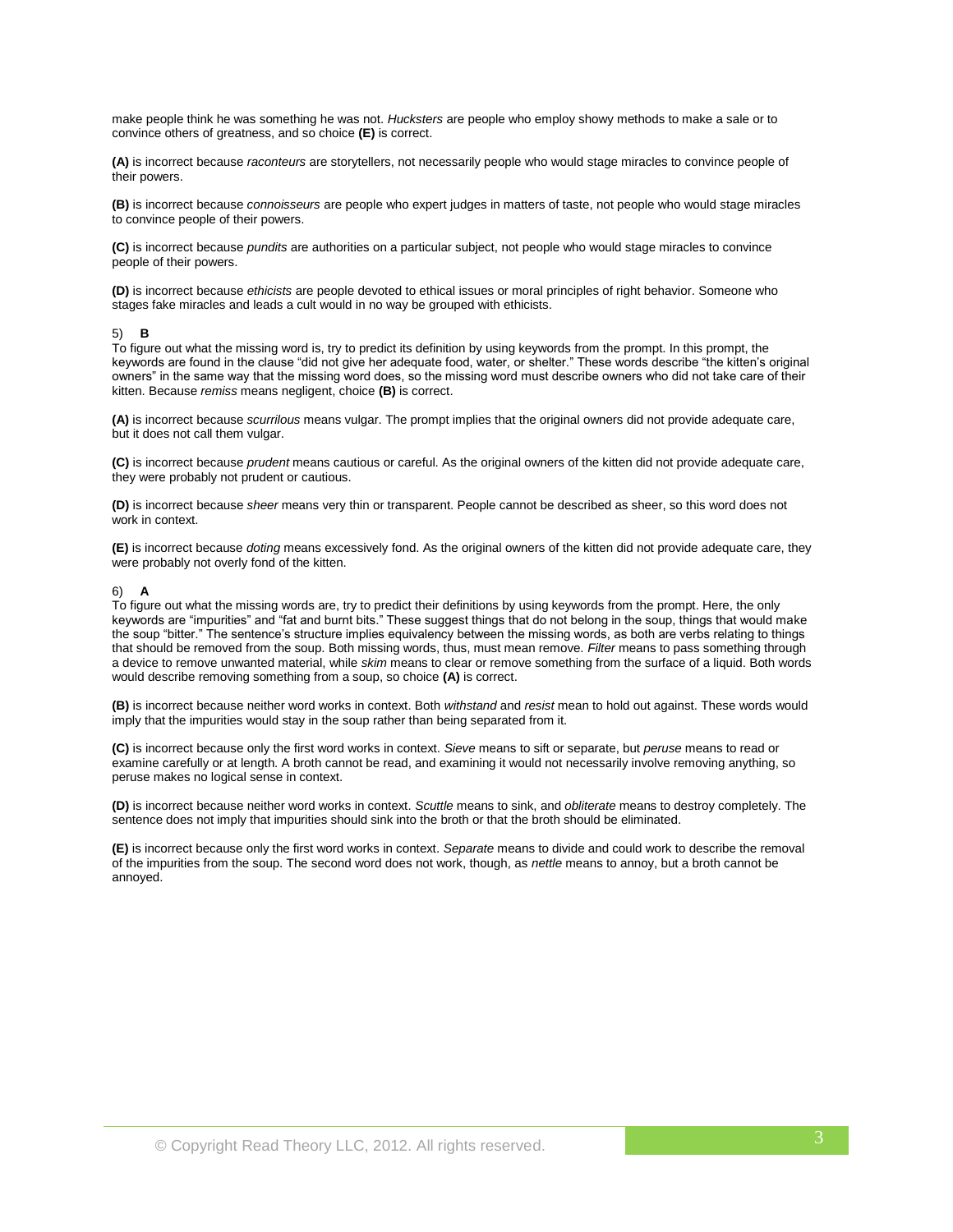make people think he was something he was not. *Hucksters* are people who employ showy methods to make a sale or to convince others of greatness, and so choice **(E)** is correct.

**(A)** is incorrect because *raconteurs* are storytellers, not necessarily people who would stage miracles to convince people of their powers.

**(B)** is incorrect because *connoisseurs* are people who expert judges in matters of taste, not people who would stage miracles to convince people of their powers.

**(C)** is incorrect because *pundits* are authorities on a particular subject, not people who would stage miracles to convince people of their powers.

**(D)** is incorrect because *ethicists* are people devoted to ethical issues or moral principles of right behavior. Someone who stages fake miracles and leads a cult would in no way be grouped with ethicists.

5) **B**
To figure out what the missing word is, try to predict its definition by using keywords from the prompt. In this prompt, the keywords are found in the clause "did not give her adequate food, water, or shelter." These words describe "the kitten's original owners" in the same way that the missing word does, so the missing word must describe owners who did not take care of their kitten. Because *remiss* means negligent, choice **(B)** is correct.

**(A)** is incorrect because *scurrilous* means vulgar. The prompt implies that the original owners did not provide adequate care, but it does not call them vulgar.

**(C)** is incorrect because *prudent* means cautious or careful. As the original owners of the kitten did not provide adequate care, they were probably not prudent or cautious.

**(D)** is incorrect because *sheer* means very thin or transparent. People cannot be described as sheer, so this word does not work in context.

**(E)** is incorrect because *doting* means excessively fond. As the original owners of the kitten did not provide adequate care, they were probably not overly fond of the kitten.

6) **A**
To figure out what the missing words are, try to predict their definitions by using keywords from the prompt. Here, the only keywords are "impurities" and "fat and burnt bits." These suggest things that do not belong in the soup, things that would make the soup "bitter." The sentence's structure implies equivalency between the missing words, as both are verbs relating to things that should be removed from the soup. Both missing words, thus, must mean remove. *Filter* means to pass something through a device to remove unwanted material, while *skim* means to clear or remove something from the surface of a liquid. Both words would describe removing something from a soup, so choice **(A)** is correct.

**(B)** is incorrect because neither word works in context. Both *withstand* and *resist* mean to hold out against. These words would imply that the impurities would stay in the soup rather than being separated from it.

**(C)** is incorrect because only the first word works in context. *Sieve* means to sift or separate, but *peruse* means to read or examine carefully or at length. A broth cannot be read, and examining it would not necessarily involve removing anything, so peruse makes no logical sense in context.

**(D)** is incorrect because neither word works in context. *Scuttle* means to sink, and *obliterate* means to destroy completely. The sentence does not imply that impurities should sink into the broth or that the broth should be eliminated.

**(E)** is incorrect because only the first word works in context. *Separate* means to divide and could work to describe the removal of the impurities from the soup. The second word does not work, though, as *nettle* means to annoy, but a broth cannot be annoyed.

© Copyright Read Theory LLC, 2012. All rights reserved.